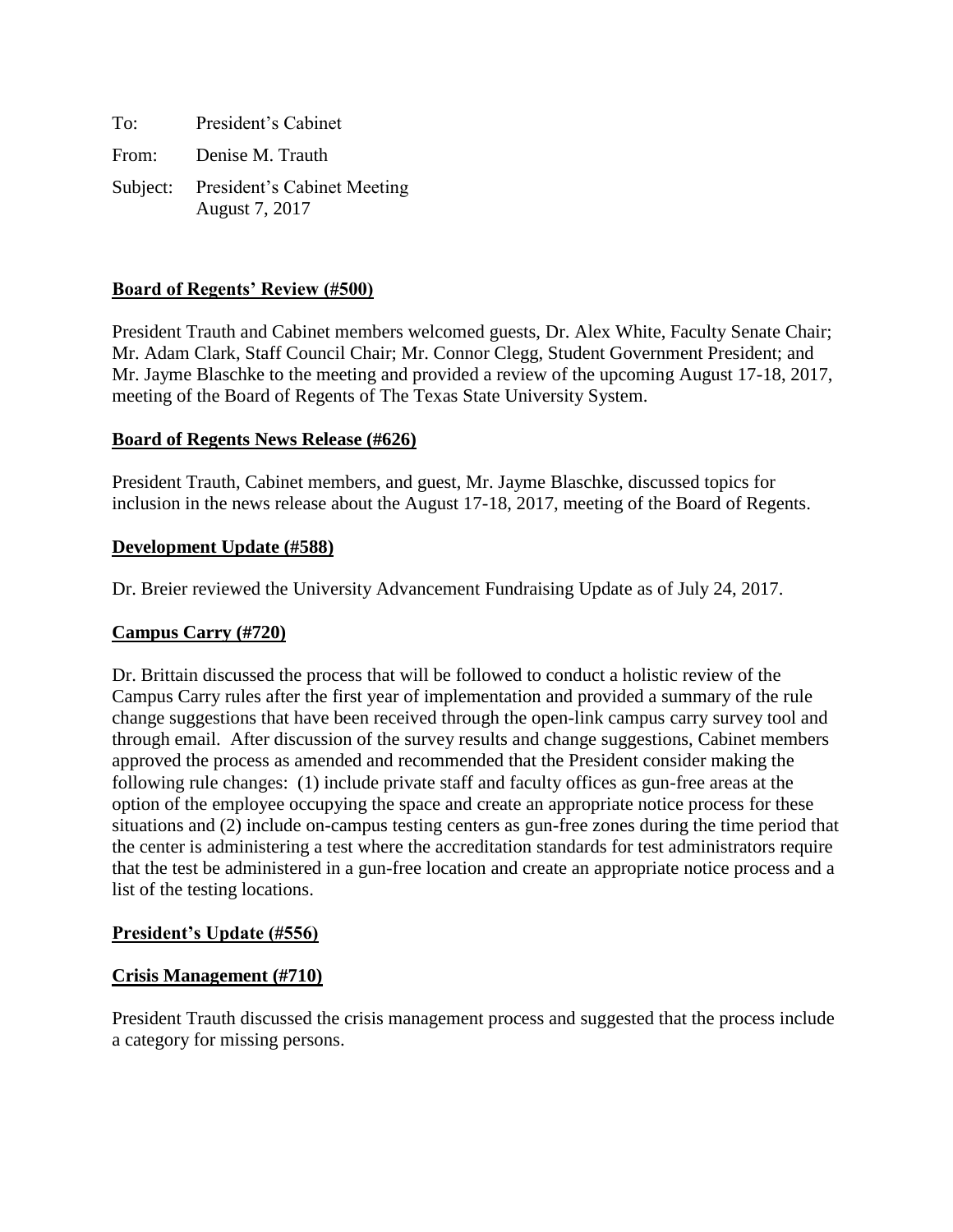To: President's Cabinet

From: Denise M. Trauth

Subject: President's Cabinet Meeting
August 7, 2017

**Board of Regents' Review (#500)**

President Trauth and Cabinet members welcomed guests, Dr. Alex White, Faculty Senate Chair; Mr. Adam Clark, Staff Council Chair; Mr. Connor Clegg, Student Government President; and Mr. Jayme Blaschke to the meeting and provided a review of the upcoming August 17-18, 2017, meeting of the Board of Regents of The Texas State University System.

**Board of Regents News Release (#626)**

President Trauth, Cabinet members, and guest, Mr. Jayme Blaschke, discussed topics for inclusion in the news release about the August 17-18, 2017, meeting of the Board of Regents.

**Development Update (#588)**

Dr. Breier reviewed the University Advancement Fundraising Update as of July 24, 2017.

**Campus Carry (#720)**

Dr. Brittain discussed the process that will be followed to conduct a holistic review of the Campus Carry rules after the first year of implementation and provided a summary of the rule change suggestions that have been received through the open-link campus carry survey tool and through email. After discussion of the survey results and change suggestions, Cabinet members approved the process as amended and recommended that the President consider making the following rule changes: (1) include private staff and faculty offices as gun-free areas at the option of the employee occupying the space and create an appropriate notice process for these situations and (2) include on-campus testing centers as gun-free zones during the time period that the center is administering a test where the accreditation standards for test administrators require that the test be administered in a gun-free location and create an appropriate notice process and a list of the testing locations.

**President's Update (#556)**

**Crisis Management (#710)**

President Trauth discussed the crisis management process and suggested that the process include a category for missing persons.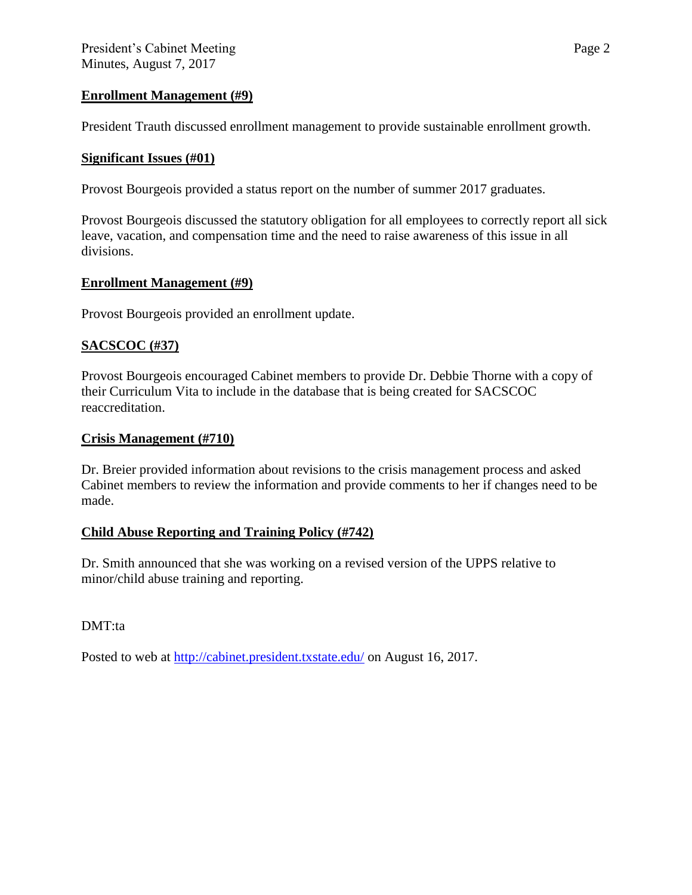**Enrollment Management (#9)**

President Trauth discussed enrollment management to provide sustainable enrollment growth.

**Significant Issues (#01)**

Provost Bourgeois provided a status report on the number of summer 2017 graduates.

Provost Bourgeois discussed the statutory obligation for all employees to correctly report all sick leave, vacation, and compensation time and the need to raise awareness of this issue in all divisions.

**Enrollment Management (#9)**

Provost Bourgeois provided an enrollment update.

**SACSCOC (#37)**

Provost Bourgeois encouraged Cabinet members to provide Dr. Debbie Thorne with a copy of their Curriculum Vita to include in the database that is being created for SACSCOC reaccreditation.

**Crisis Management (#710)**

Dr. Breier provided information about revisions to the crisis management process and asked Cabinet members to review the information and provide comments to her if changes need to be made.

**Child Abuse Reporting and Training Policy (#742)**

Dr. Smith announced that she was working on a revised version of the UPPS relative to minor/child abuse training and reporting.

DMT:ta

Posted to web at http://cabinet.president.txstate.edu/ on August 16, 2017.